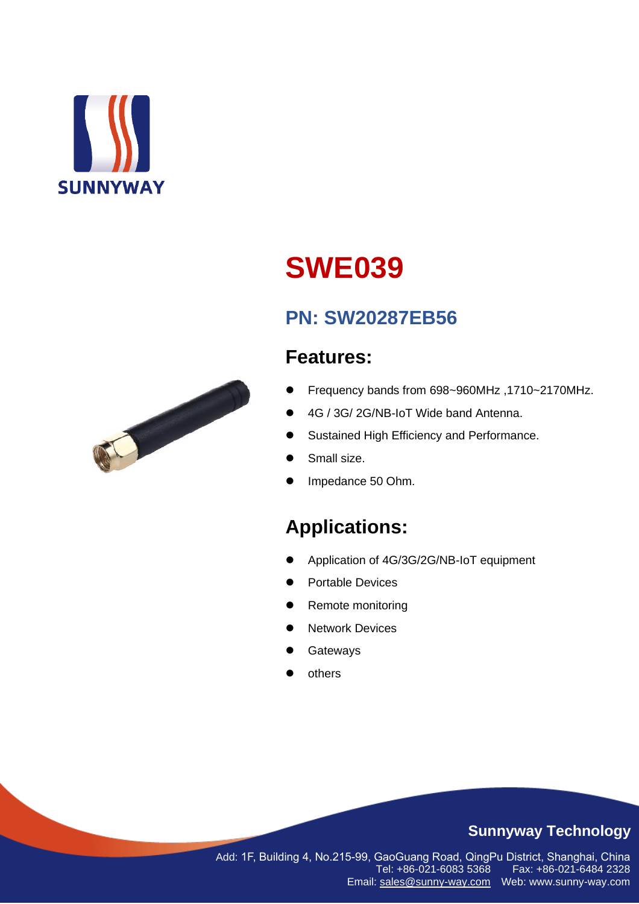SUNNYWAY

# SWE039

## PN: SW20287EB56

## Features:

- Frequency bands from 698~960MHz ,1710~2170MHz.
- 4G / 3G/ 2G/NB-IoT Wide band Antenna.
- Sustained High Efficiency and Performance.
- Small size.
- Impedance 50 Ohm.

## Applications:

- Application of 4G/3G/2G/NB-IoT equipment
- Portable Devices
- Remote monitoring
- Network Devices
- Gateways
- others

**Sunnyway Technology**

Add: 1F, Building 4, No.215-99, GaoGuang Road, QingPu District, Shanghai, China
Tel: +86-021-6083 5368 Fax: +86-021-6484 2328
Email: sales@sunny-way.com Web: www.sunny-way.com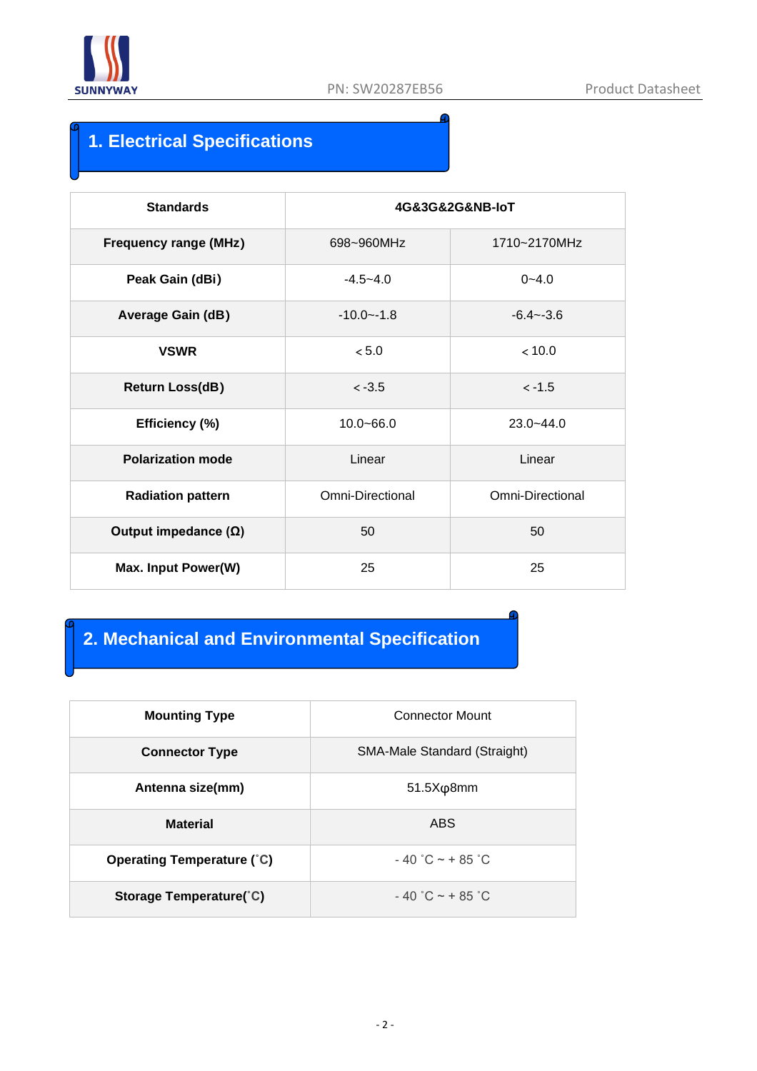## 1. Electrical Specifications

| Standards | 4G&3G&2G&NB-IoT | |
|---|---|---|
| Frequency range (MHz) | 698~960MHz | 1710~2170MHz |
| Peak Gain (dBi) | -4.5~4.0 | 0~4.0 |
| Average Gain (dB) | -10.0~-1.8 | -6.4~-3.6 |
| VSWR | < 5.0 | < 10.0 |
| Return Loss(dB) | < -3.5 | < -1.5 |
| Efficiency (%) | 10.0~66.0 | 23.0~44.0 |
| Polarization mode | Linear | Linear |
| Radiation pattern | Omni-Directional | Omni-Directional |
| Output impedance (Ω) | 50 | 50 |
| Max. Input Power(W) | 25 | 25 |

## 2. Mechanical and Environmental Specification

| Mounting Type | Connector Mount |
|---|---|
| Connector Type | SMA-Male Standard (Straight) |
| Antenna size(mm) | 51.5Xφ8mm |
| Material | ABS |
| Operating Temperature (˚C) | - 40 ˚C ~ + 85 ˚C |
| Storage Temperature(˚C) | - 40 ˚C ~ + 85 ˚C |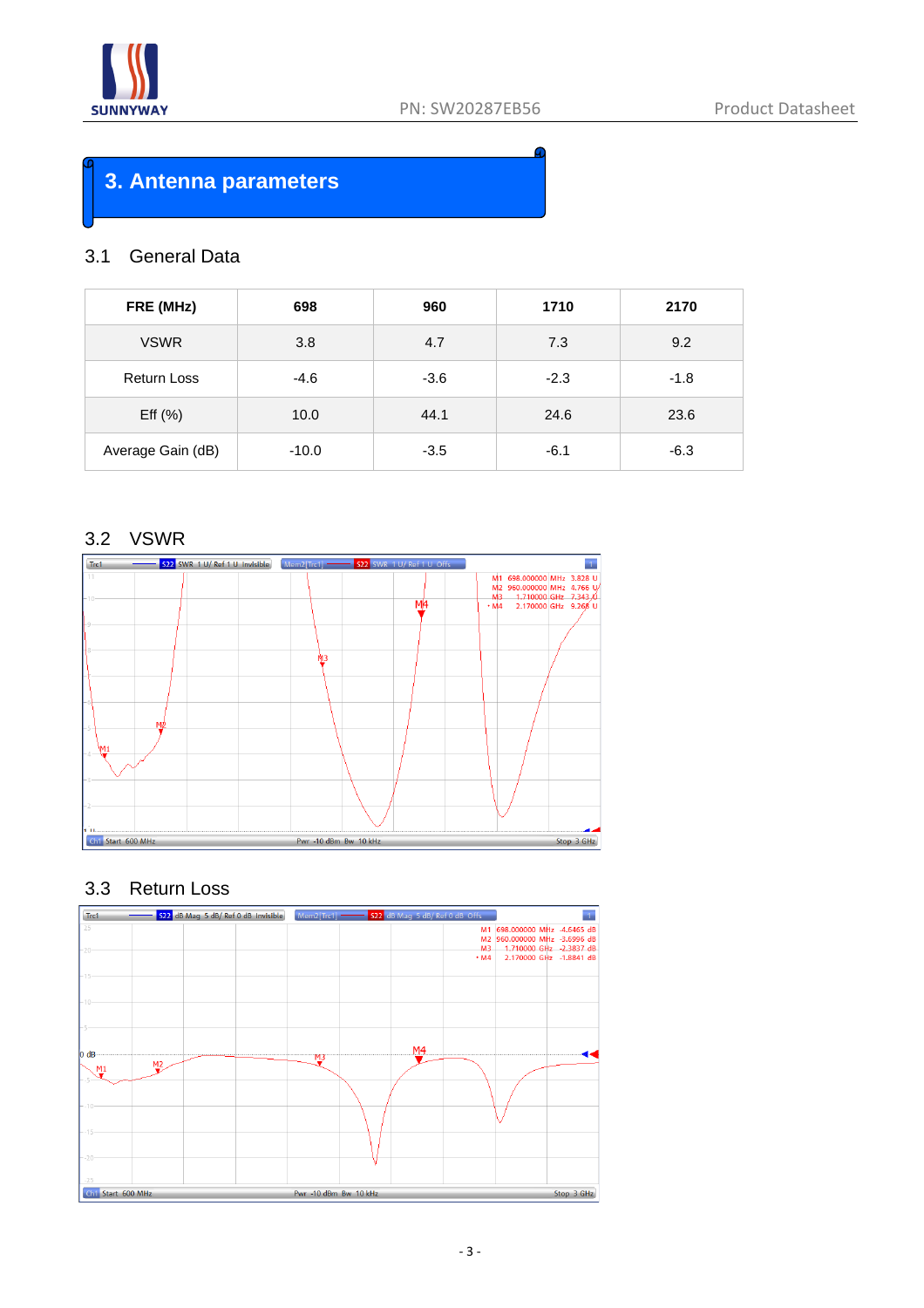# 3. Antenna parameters

## 3.1 General Data

| FRE (MHz) | 698 | 960 | 1710 | 2170 |
|---|---|---|---|---|
| VSWR | 3.8 | 4.7 | 7.3 | 9.2 |
| Return Loss | -4.6 | -3.6 | -2.3 | -1.8 |
| Eff (%) | 10.0 | 44.1 | 24.6 | 23.6 |
| Average Gain (dB) | -10.0 | -3.5 | -6.1 | -6.3 |

## 3.2 VSWR

## 3.3 Return Loss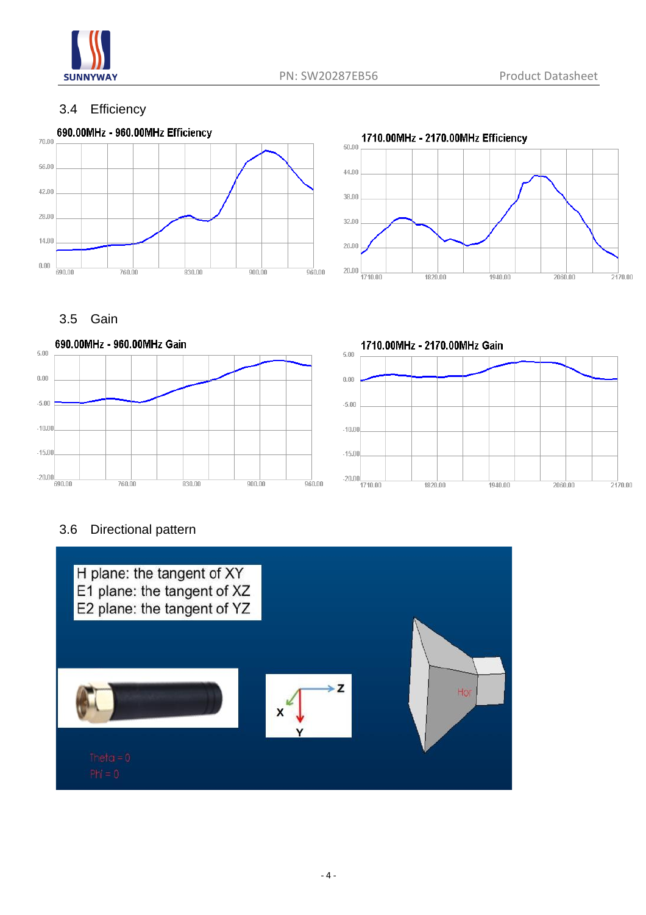## 3.4 Efficiency

690.00MHz - 960.00MHz Efficiency

1710.00MHz - 2170.00MHz Efficiency

## 3.5 Gain

690.00MHz - 960.00MHz Gain

1710.00MHz - 2170.00MHz Gain

## 3.6 Directional pattern

H plane: the tangent of XY
E1 plane: the tangent of XZ
E2 plane: the tangent of YZ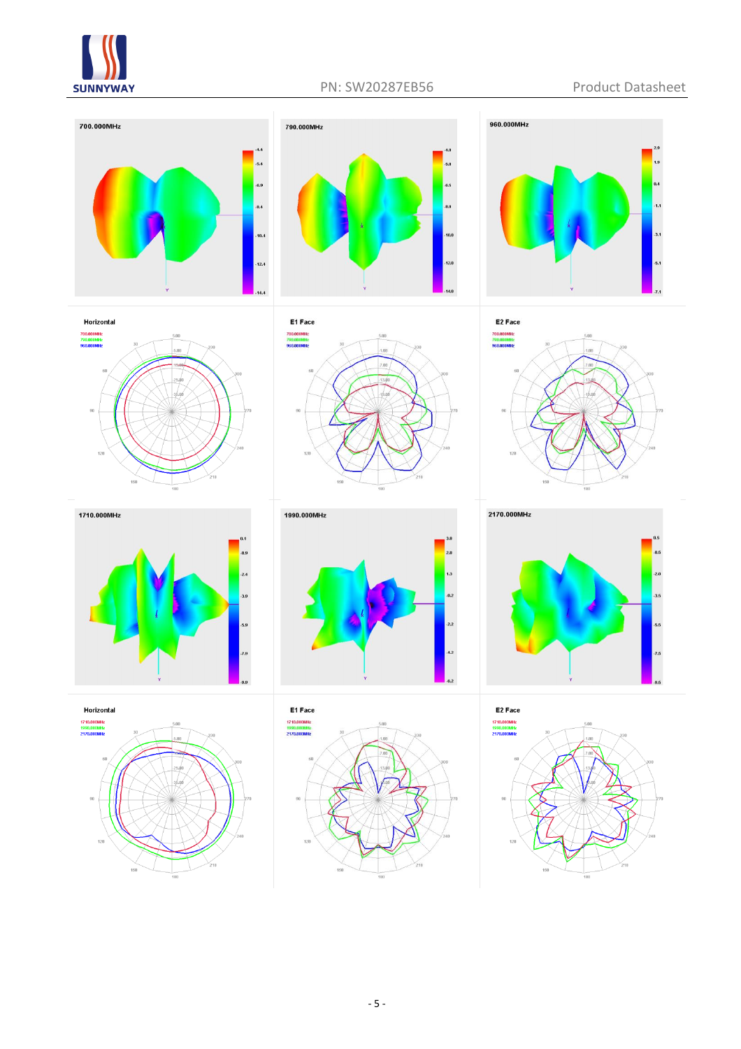700.000MHz

790.000MHz

960.000MHz

Horizontal

E1 Face

E2 Face

1710.000MHz

1990.000MHz

2170.000MHz

Horizontal

E1 Face

E2 Face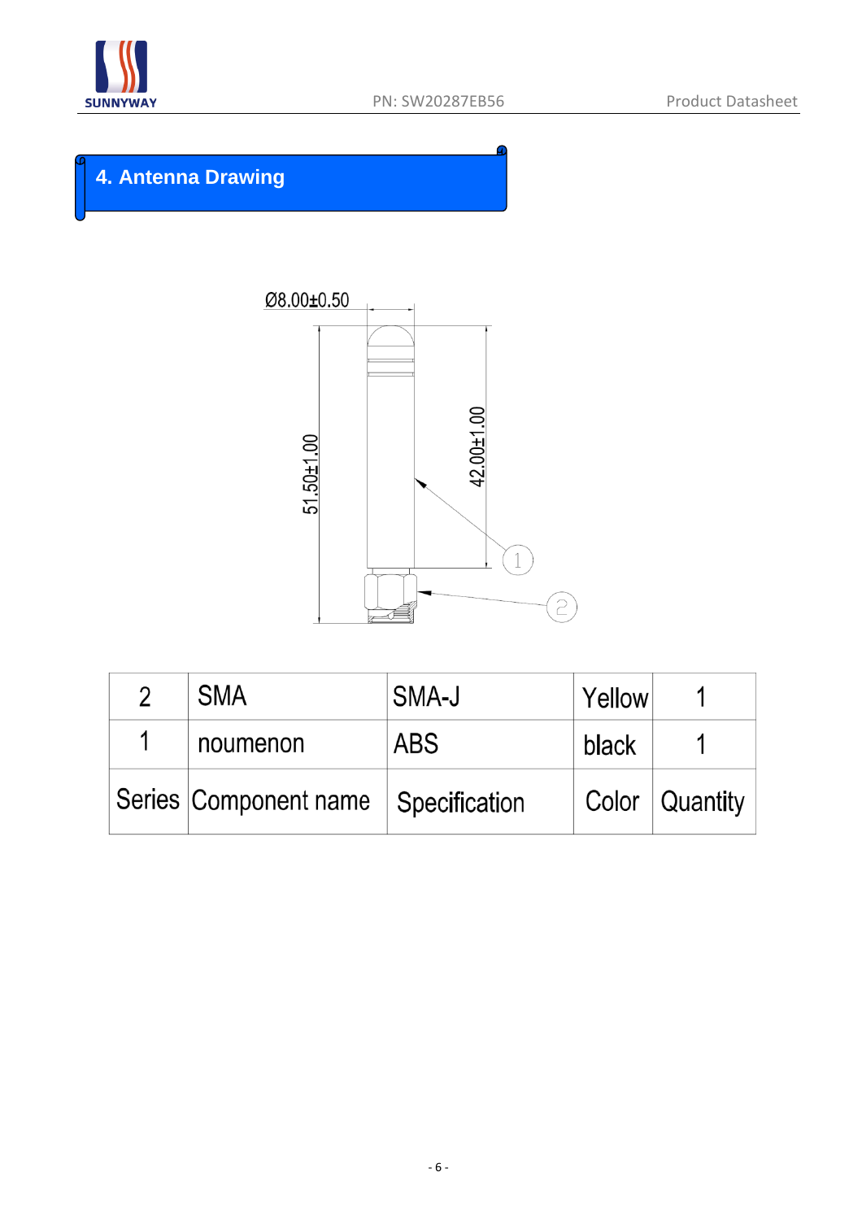## 4. Antenna Drawing

Ø8.00±0.50

51.50±1.00

42.00±1.00

1

2

| | | | | |
|---|---|---|---|---|
| 2 | SMA | SMA-J | Yellow | 1 |
| 1 | noumenon | ABS | black | 1 |
| Series | Component name | Specification | Color | Quantity |